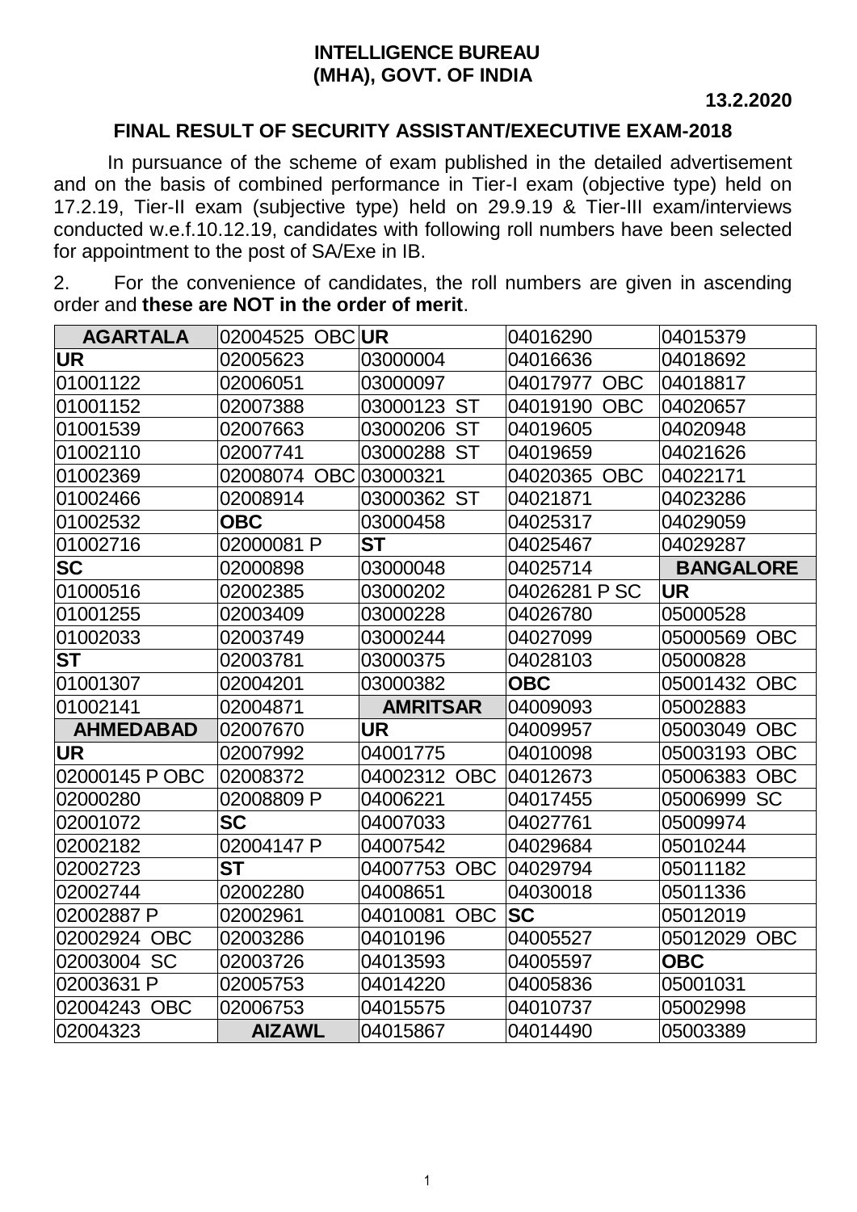**INTELLIGENCE BUREAU**
**(MHA), GOVT. OF INDIA**

**13.2.2020**

## FINAL RESULT OF SECURITY ASSISTANT/EXECUTIVE EXAM-2018

In pursuance of the scheme of exam published in the detailed advertisement and on the basis of combined performance in Tier-I exam (objective type) held on 17.2.19, Tier-II exam (subjective type) held on 29.9.19 & Tier-III exam/interviews conducted w.e.f.10.12.19, candidates with following roll numbers have been selected for appointment to the post of SA/Exe in IB.

2. For the convenience of candidates, the roll numbers are given in ascending order and **these are NOT in the order of merit**.

| **AGARTALA** | 02004525 OBC | **UR** | 04016290 | 04015379 |
|---|---|---|---|---|
| **UR** | 02005623 | 03000004 | 04016636 | 04018692 |
| 01001122 | 02006051 | 03000097 | 04017977 OBC | 04018817 |
| 01001152 | 02007388 | 03000123 ST | 04019190 OBC | 04020657 |
| 01001539 | 02007663 | 03000206 ST | 04019605 | 04020948 |
| 01002110 | 02007741 | 03000288 ST | 04019659 | 04021626 |
| 01002369 | 02008074 OBC | 03000321 | 04020365 OBC | 04022171 |
| 01002466 | 02008914 | 03000362 ST | 04021871 | 04023286 |
| 01002532 | **OBC** | 03000458 | 04025317 | 04029059 |
| 01002716 | 02000081 P | **ST** | 04025467 | 04029287 |
| **SC** | 02000898 | 03000048 | 04025714 | **BANGALORE** |
| 01000516 | 02002385 | 03000202 | 04026281 P SC | **UR** |
| 01001255 | 02003409 | 03000228 | 04026780 | 05000528 |
| 01002033 | 02003749 | 03000244 | 04027099 | 05000569 OBC |
| **ST** | 02003781 | 03000375 | 04028103 | 05000828 |
| 01001307 | 02004201 | 03000382 | **OBC** | 05001432 OBC |
| 01002141 | 02004871 | **AMRITSAR** | 04009093 | 05002883 |
| **AHMEDABAD** | 02007670 | **UR** | 04009957 | 05003049 OBC |
| **UR** | 02007992 | 04001775 | 04010098 | 05003193 OBC |
| 02000145 P OBC | 02008372 | 04002312 OBC | 04012673 | 05006383 OBC |
| 02000280 | 02008809 P | 04006221 | 04017455 | 05006999 SC |
| 02001072 | **SC** | 04007033 | 04027761 | 05009974 |
| 02002182 | 02004147 P | 04007542 | 04029684 | 05010244 |
| 02002723 | **ST** | 04007753 OBC | 04029794 | 05011182 |
| 02002744 | 02002280 | 04008651 | 04030018 | 05011336 |
| 02002887 P | 02002961 | 04010081 OBC | **SC** | 05012019 |
| 02002924 OBC | 02003286 | 04010196 | 04005527 | 05012029 OBC |
| 02003004 SC | 02003726 | 04013593 | 04005597 | **OBC** |
| 02003631 P | 02005753 | 04014220 | 04005836 | 05001031 |
| 02004243 OBC | 02006753 | 04015575 | 04010737 | 05002998 |
| 02004323 | **AIZAWL** | 04015867 | 04014490 | 05003389 |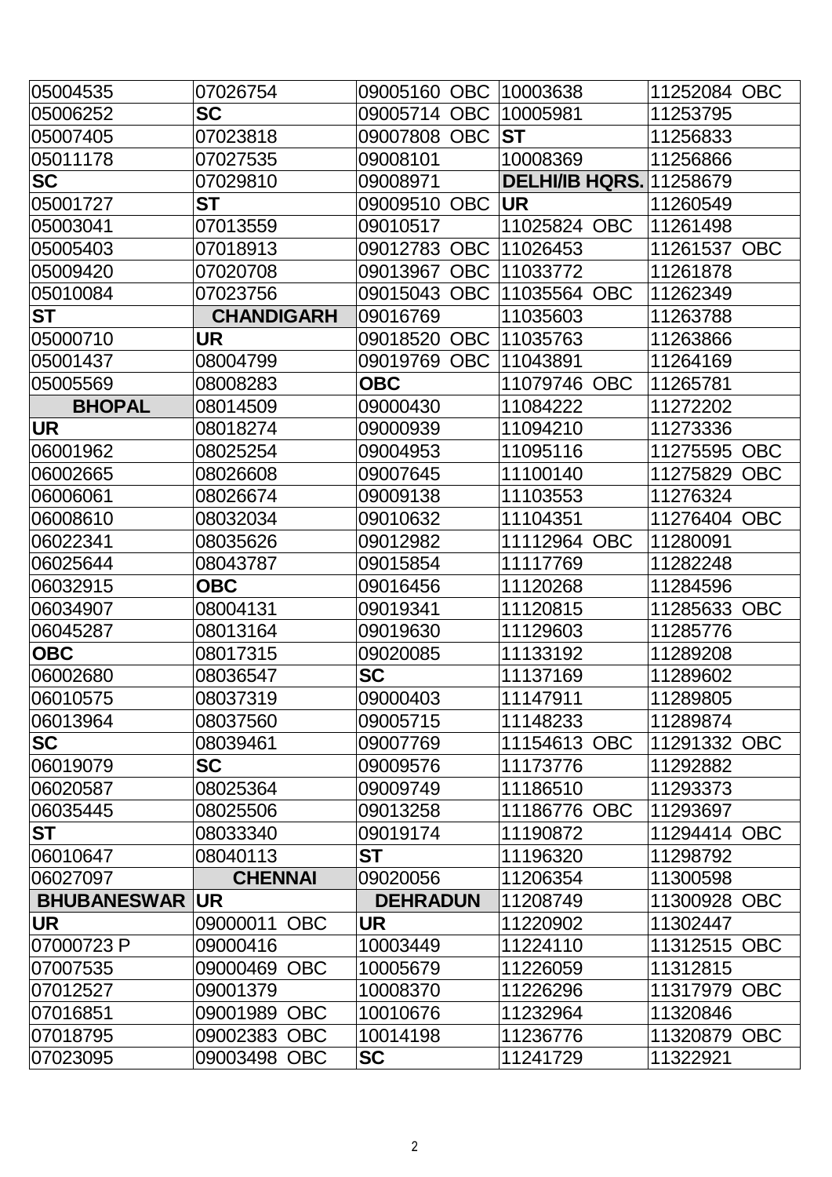| 05004535 | 07026754 | 09005160 OBC | 10003638 | 11252084 OBC |
|---|---|---|---|---|
| 05006252 | **SC** | 09005714 OBC | 10005981 | 11253795 |
| 05007405 | 07023818 | 09007808 OBC | **ST** | 11256833 |
| 05011178 | 07027535 | 09008101 | 10008369 | 11256866 |
| **SC** | 07029810 | 09008971 | **DELHI/IB HQRS.** | 11258679 |
| 05001727 | **ST** | 09009510 OBC | **UR** | 11260549 |
| 05003041 | 07013559 | 09010517 | 11025824 OBC | 11261498 |
| 05005403 | 07018913 | 09012783 OBC | 11026453 | 11261537 OBC |
| 05009420 | 07020708 | 09013967 OBC | 11033772 | 11261878 |
| 05010084 | 07023756 | 09015043 OBC | 11035564 OBC | 11262349 |
| **ST** | **CHANDIGARH** | 09016769 | 11035603 | 11263788 |
| 05000710 | **UR** | 09018520 OBC | 11035763 | 11263866 |
| 05001437 | 08004799 | 09019769 OBC | 11043891 | 11264169 |
| 05005569 | 08008283 | **OBC** | 11079746 OBC | 11265781 |
| **BHOPAL** | 08014509 | 09000430 | 11084222 | 11272202 |
| **UR** | 08018274 | 09000939 | 11094210 | 11273336 |
| 06001962 | 08025254 | 09004953 | 11095116 | 11275595 OBC |
| 06002665 | 08026608 | 09007645 | 11100140 | 11275829 OBC |
| 06006061 | 08026674 | 09009138 | 11103553 | 11276324 |
| 06008610 | 08032034 | 09010632 | 11104351 | 11276404 OBC |
| 06022341 | 08035626 | 09012982 | 11112964 OBC | 11280091 |
| 06025644 | 08043787 | 09015854 | 11117769 | 11282248 |
| 06032915 | **OBC** | 09016456 | 11120268 | 11284596 |
| 06034907 | 08004131 | 09019341 | 11120815 | 11285633 OBC |
| 06045287 | 08013164 | 09019630 | 11129603 | 11285776 |
| **OBC** | 08017315 | 09020085 | 11133192 | 11289208 |
| 06002680 | 08036547 | **SC** | 11137169 | 11289602 |
| 06010575 | 08037319 | 09000403 | 11147911 | 11289805 |
| 06013964 | 08037560 | 09005715 | 11148233 | 11289874 |
| **SC** | 08039461 | 09007769 | 11154613 OBC | 11291332 OBC |
| 06019079 | **SC** | 09009576 | 11173776 | 11292882 |
| 06020587 | 08025364 | 09009749 | 11186510 | 11293373 |
| 06035445 | 08025506 | 09013258 | 11186776 OBC | 11293697 |
| **ST** | 08033340 | 09019174 | 11190872 | 11294414 OBC |
| 06010647 | 08040113 | **ST** | 11196320 | 11298792 |
| 06027097 | **CHENNAI** | 09020056 | 11206354 | 11300598 |
| **BHUBANESWAR** | **UR** | **DEHRADUN** | 11208749 | 11300928 OBC |
| **UR** | 09000011 OBC | **UR** | 11220902 | 11302447 |
| 07000723 P | 09000416 | 10003449 | 11224110 | 11312515 OBC |
| 07007535 | 09000469 OBC | 10005679 | 11226059 | 11312815 |
| 07012527 | 09001379 | 10008370 | 11226296 | 11317979 OBC |
| 07016851 | 09001989 OBC | 10010676 | 11232964 | 11320846 |
| 07018795 | 09002383 OBC | 10014198 | 11236776 | 11320879 OBC |
| 07023095 | 09003498 OBC | **SC** | 11241729 | 11322921 |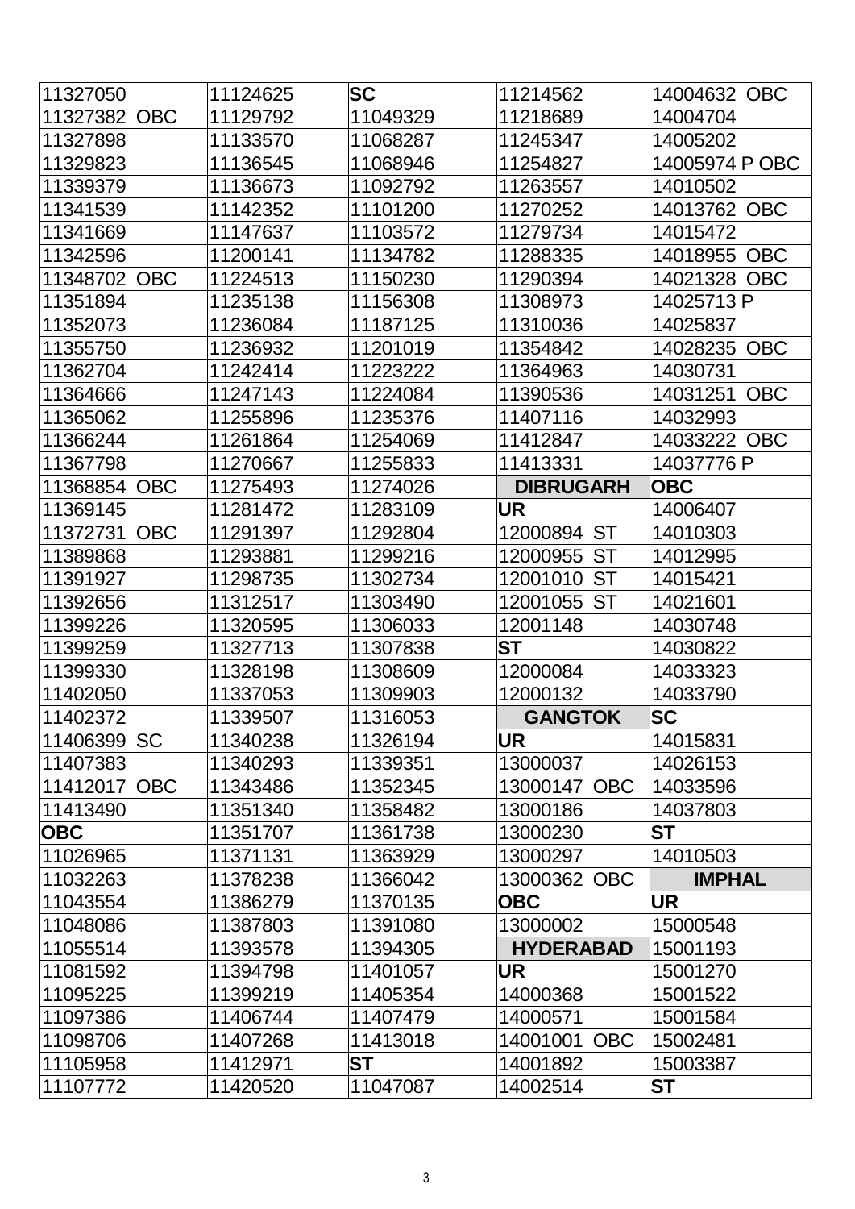| | | | | |
|---|---|---|---|---|
| 11327050 | 11124625 | **SC** | 11214562 | 14004632 OBC |
| 11327382 OBC | 11129792 | 11049329 | 11218689 | 14004704 |
| 11327898 | 11133570 | 11068287 | 11245347 | 14005202 |
| 11329823 | 11136545 | 11068946 | 11254827 | 14005974 P OBC |
| 11339379 | 11136673 | 11092792 | 11263557 | 14010502 |
| 11341539 | 11142352 | 11101200 | 11270252 | 14013762 OBC |
| 11341669 | 11147637 | 11103572 | 11279734 | 14015472 |
| 11342596 | 11200141 | 11134782 | 11288335 | 14018955 OBC |
| 11348702 OBC | 11224513 | 11150230 | 11290394 | 14021328 OBC |
| 11351894 | 11235138 | 11156308 | 11308973 | 14025713 P |
| 11352073 | 11236084 | 11187125 | 11310036 | 14025837 |
| 11355750 | 11236932 | 11201019 | 11354842 | 14028235 OBC |
| 11362704 | 11242414 | 11223222 | 11364963 | 14030731 |
| 11364666 | 11247143 | 11224084 | 11390536 | 14031251 OBC |
| 11365062 | 11255896 | 11235376 | 11407116 | 14032993 |
| 11366244 | 11261864 | 11254069 | 11412847 | 14033222 OBC |
| 11367798 | 11270667 | 11255833 | 11413331 | 14037776 P |
| 11368854 OBC | 11275493 | 11274026 | **DIBRUGARH** | **OBC** |
| 11369145 | 11281472 | 11283109 | **UR** | 14006407 |
| 11372731 OBC | 11291397 | 11292804 | 12000894 ST | 14010303 |
| 11389868 | 11293881 | 11299216 | 12000955 ST | 14012995 |
| 11391927 | 11298735 | 11302734 | 12001010 ST | 14015421 |
| 11392656 | 11312517 | 11303490 | 12001055 ST | 14021601 |
| 11399226 | 11320595 | 11306033 | 12001148 | 14030748 |
| 11399259 | 11327713 | 11307838 | **ST** | 14030822 |
| 11399330 | 11328198 | 11308609 | 12000084 | 14033323 |
| 11402050 | 11337053 | 11309903 | 12000132 | 14033790 |
| 11402372 | 11339507 | 11316053 | **GANGTOK** | **SC** |
| 11406399 SC | 11340238 | 11326194 | **UR** | 14015831 |
| 11407383 | 11340293 | 11339351 | 13000037 | 14026153 |
| 11412017 OBC | 11343486 | 11352345 | 13000147 OBC | 14033596 |
| 11413490 | 11351340 | 11358482 | 13000186 | 14037803 |
| **OBC** | 11351707 | 11361738 | 13000230 | **ST** |
| 11026965 | 11371131 | 11363929 | 13000297 | 14010503 |
| 11032263 | 11378238 | 11366042 | 13000362 OBC | **IMPHAL** |
| 11043554 | 11386279 | 11370135 | **OBC** | **UR** |
| 11048086 | 11387803 | 11391080 | 13000002 | 15000548 |
| 11055514 | 11393578 | 11394305 | **HYDERABAD** | 15001193 |
| 11081592 | 11394798 | 11401057 | **UR** | 15001270 |
| 11095225 | 11399219 | 11405354 | 14000368 | 15001522 |
| 11097386 | 11406744 | 11407479 | 14000571 | 15001584 |
| 11098706 | 11407268 | 11413018 | 14001001 OBC | 15002481 |
| 11105958 | 11412971 | **ST** | 14001892 | 15003387 |
| 11107772 | 11420520 | 11047087 | 14002514 | **ST** |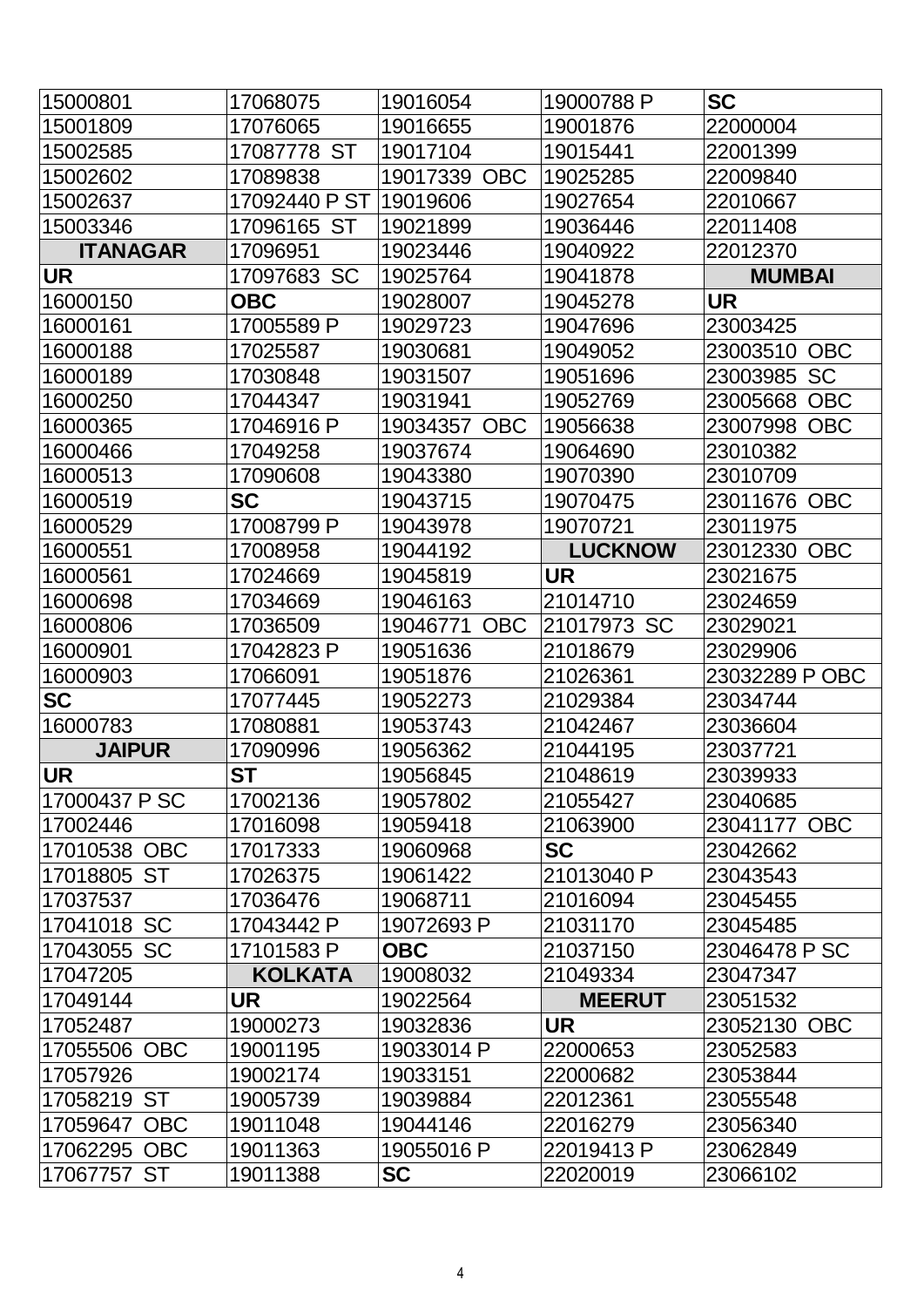| 15000801 | 17068075 | 19016054 | 19000788 P | **SC** |
|---|---|---|---|---|
| 15001809 | 17076065 | 19016655 | 19001876 | 22000004 |
| 15002585 | 17087778 ST | 19017104 | 19015441 | 22001399 |
| 15002602 | 17089838 | 19017339 OBC | 19025285 | 22009840 |
| 15002637 | 17092440 P ST | 19019606 | 19027654 | 22010667 |
| 15003346 | 17096165 ST | 19021899 | 19036446 | 22011408 |
| **ITANAGAR** | 17096951 | 19023446 | 19040922 | 22012370 |
| **UR** | 17097683 SC | 19025764 | 19041878 | **MUMBAI** |
| 16000150 | **OBC** | 19028007 | 19045278 | **UR** |
| 16000161 | 17005589 P | 19029723 | 19047696 | 23003425 |
| 16000188 | 17025587 | 19030681 | 19049052 | 23003510 OBC |
| 16000189 | 17030848 | 19031507 | 19051696 | 23003985 SC |
| 16000250 | 17044347 | 19031941 | 19052769 | 23005668 OBC |
| 16000365 | 17046916 P | 19034357 OBC | 19056638 | 23007998 OBC |
| 16000466 | 17049258 | 19037674 | 19064690 | 23010382 |
| 16000513 | 17090608 | 19043380 | 19070390 | 23010709 |
| 16000519 | **SC** | 19043715 | 19070475 | 23011676 OBC |
| 16000529 | 17008799 P | 19043978 | 19070721 | 23011975 |
| 16000551 | 17008958 | 19044192 | **LUCKNOW** | 23012330 OBC |
| 16000561 | 17024669 | 19045819 | **UR** | 23021675 |
| 16000698 | 17034669 | 19046163 | 21014710 | 23024659 |
| 16000806 | 17036509 | 19046771 OBC | 21017973 SC | 23029021 |
| 16000901 | 17042823 P | 19051636 | 21018679 | 23029906 |
| 16000903 | 17066091 | 19051876 | 21026361 | 23032289 P OBC |
| **SC** | 17077445 | 19052273 | 21029384 | 23034744 |
| 16000783 | 17080881 | 19053743 | 21042467 | 23036604 |
| **JAIPUR** | 17090996 | 19056362 | 21044195 | 23037721 |
| **UR** | **ST** | 19056845 | 21048619 | 23039933 |
| 17000437 P SC | 17002136 | 19057802 | 21055427 | 23040685 |
| 17002446 | 17016098 | 19059418 | 21063900 | 23041177 OBC |
| 17010538 OBC | 17017333 | 19060968 | **SC** | 23042662 |
| 17018805 ST | 17026375 | 19061422 | 21013040 P | 23043543 |
| 17037537 | 17036476 | 19068711 | 21016094 | 23045455 |
| 17041018 SC | 17043442 P | 19072693 P | 21031170 | 23045485 |
| 17043055 SC | 17101583 P | **OBC** | 21037150 | 23046478 P SC |
| 17047205 | **KOLKATA** | 19008032 | 21049334 | 23047347 |
| 17049144 | **UR** | 19022564 | **MEERUT** | 23051532 |
| 17052487 | 19000273 | 19032836 | **UR** | 23052130 OBC |
| 17055506 OBC | 19001195 | 19033014 P | 22000653 | 23052583 |
| 17057926 | 19002174 | 19033151 | 22000682 | 23053844 |
| 17058219 ST | 19005739 | 19039884 | 22012361 | 23055548 |
| 17059647 OBC | 19011048 | 19044146 | 22016279 | 23056340 |
| 17062295 OBC | 19011363 | 19055016 P | 22019413 P | 23062849 |
| 17067757 ST | 19011388 | **SC** | 22020019 | 23066102 |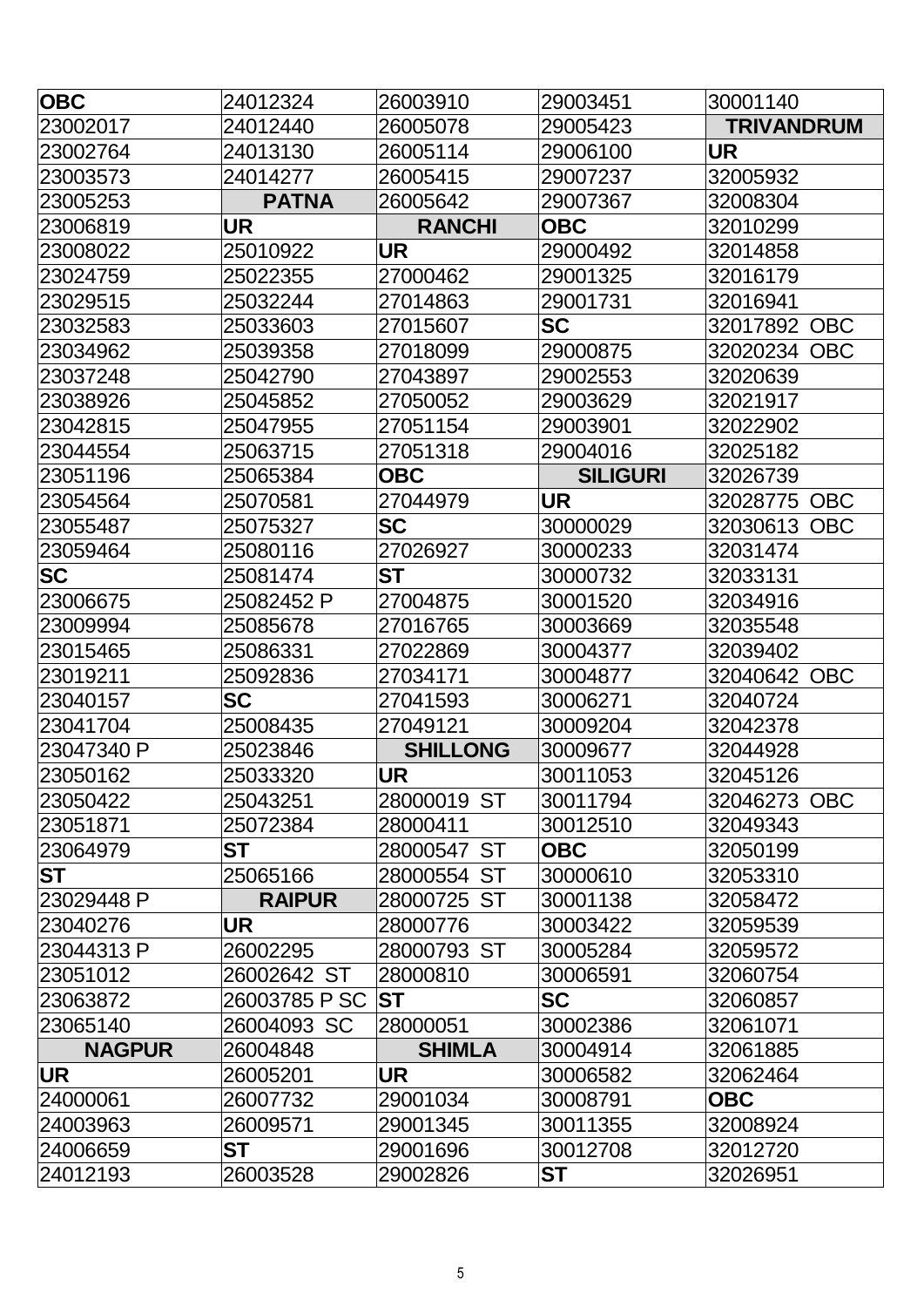| **OBC** | 24012324 | 26003910 | 29003451 | 30001140 |
|---|---|---|---|---|
| 23002017 | 24012440 | 26005078 | 29005423 | **TRIVANDRUM** |
| 23002764 | 24013130 | 26005114 | 29006100 | **UR** |
| 23003573 | 24014277 | 26005415 | 29007237 | 32005932 |
| 23005253 | **PATNA** | 26005642 | 29007367 | 32008304 |
| 23006819 | **UR** | **RANCHI** | **OBC** | 32010299 |
| 23008022 | 25010922 | **UR** | 29000492 | 32014858 |
| 23024759 | 25022355 | 27000462 | 29001325 | 32016179 |
| 23029515 | 25032244 | 27014863 | 29001731 | 32016941 |
| 23032583 | 25033603 | 27015607 | **SC** | 32017892 OBC |
| 23034962 | 25039358 | 27018099 | 29000875 | 32020234 OBC |
| 23037248 | 25042790 | 27043897 | 29002553 | 32020639 |
| 23038926 | 25045852 | 27050052 | 29003629 | 32021917 |
| 23042815 | 25047955 | 27051154 | 29003901 | 32022902 |
| 23044554 | 25063715 | 27051318 | 29004016 | 32025182 |
| 23051196 | 25065384 | **OBC** | **SILIGURI** | 32026739 |
| 23054564 | 25070581 | 27044979 | **UR** | 32028775 OBC |
| 23055487 | 25075327 | **SC** | 30000029 | 32030613 OBC |
| 23059464 | 25080116 | 27026927 | 30000233 | 32031474 |
| **SC** | 25081474 | **ST** | 30000732 | 32033131 |
| 23006675 | 25082452 P | 27004875 | 30001520 | 32034916 |
| 23009994 | 25085678 | 27016765 | 30003669 | 32035548 |
| 23015465 | 25086331 | 27022869 | 30004377 | 32039402 |
| 23019211 | 25092836 | 27034171 | 30004877 | 32040642 OBC |
| 23040157 | **SC** | 27041593 | 30006271 | 32040724 |
| 23041704 | 25008435 | 27049121 | 30009204 | 32042378 |
| 23047340 P | 25023846 | **SHILLONG** | 30009677 | 32044928 |
| 23050162 | 25033320 | **UR** | 30011053 | 32045126 |
| 23050422 | 25043251 | 28000019 ST | 30011794 | 32046273 OBC |
| 23051871 | 25072384 | 28000411 | 30012510 | 32049343 |
| 23064979 | **ST** | 28000547 ST | **OBC** | 32050199 |
| **ST** | 25065166 | 28000554 ST | 30000610 | 32053310 |
| 23029448 P | **RAIPUR** | 28000725 ST | 30001138 | 32058472 |
| 23040276 | **UR** | 28000776 | 30003422 | 32059539 |
| 23044313 P | 26002295 | 28000793 ST | 30005284 | 32059572 |
| 23051012 | 26002642 ST | 28000810 | 30006591 | 32060754 |
| 23063872 | 26003785 P SC | **ST** | **SC** | 32060857 |
| 23065140 | 26004093 SC | 28000051 | 30002386 | 32061071 |
| **NAGPUR** | 26004848 | **SHIMLA** | 30004914 | 32061885 |
| **UR** | 26005201 | **UR** | 30006582 | 32062464 |
| 24000061 | 26007732 | 29001034 | 30008791 | **OBC** |
| 24003963 | 26009571 | 29001345 | 30011355 | 32008924 |
| 24006659 | **ST** | 29001696 | 30012708 | 32012720 |
| 24012193 | 26003528 | 29002826 | **ST** | 32026951 |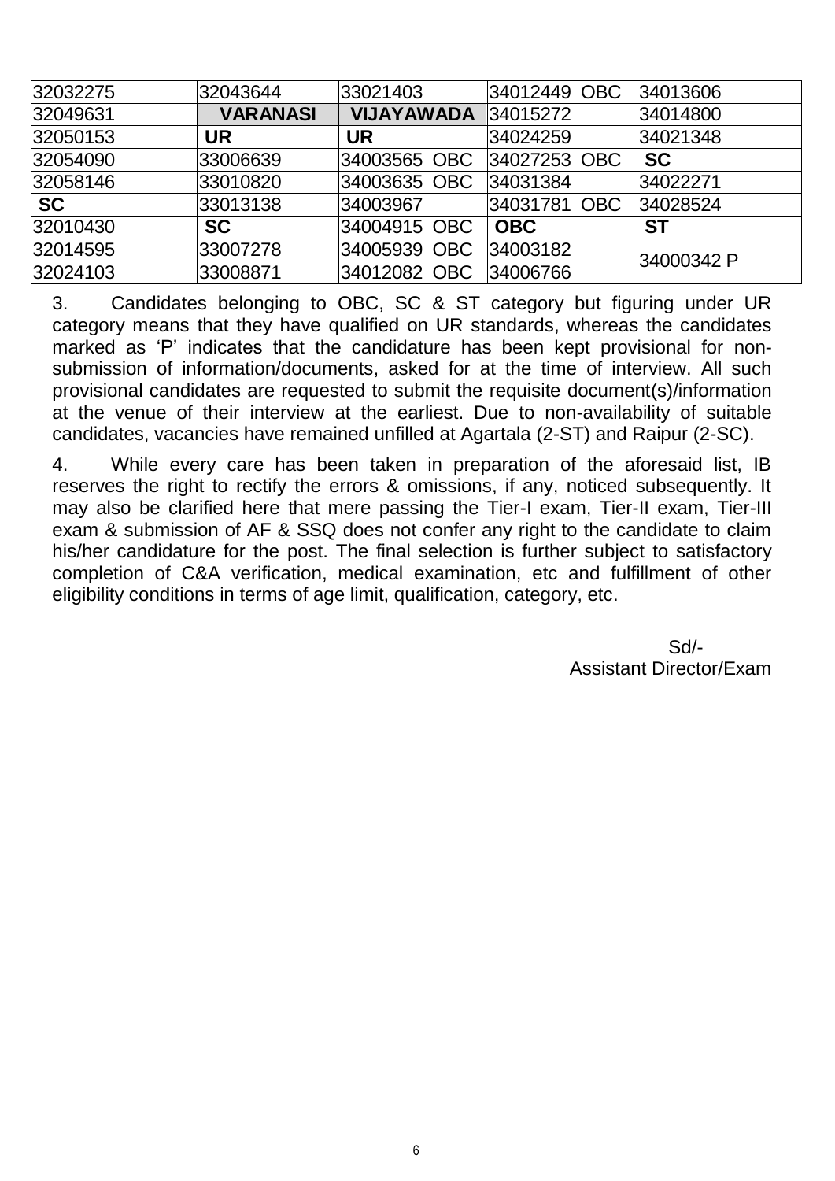| | | | | |
|---|---|---|---|---|
| 32032275 | 32043644 | 33021403 | 34012449 OBC | 34013606 |
| 32049631 | **VARANASI** | **VIJAYAWADA** | 34015272 | 34014800 |
| 32050153 | **UR** | **UR** | 34024259 | 34021348 |
| 32054090 | 33006639 | 34003565 OBC | 34027253 OBC | **SC** |
| 32058146 | 33010820 | 34003635 OBC | 34031384 | 34022271 |
| **SC** | 33013138 | 34003967 | 34031781 OBC | 34028524 |
| 32010430 | **SC** | 34004915 OBC | **OBC** | **ST** |
| 32014595 | 33007278 | 34005939 OBC | 34003182 | 34000342 P |
| 32024103 | 33008871 | 34012082 OBC | 34006766 | |

3. Candidates belonging to OBC, SC & ST category but figuring under UR category means that they have qualified on UR standards, whereas the candidates marked as 'P' indicates that the candidature has been kept provisional for non-submission of information/documents, asked for at the time of interview. All such provisional candidates are requested to submit the requisite document(s)/information at the venue of their interview at the earliest. Due to non-availability of suitable candidates, vacancies have remained unfilled at Agartala (2-ST) and Raipur (2-SC).

4. While every care has been taken in preparation of the aforesaid list, IB reserves the right to rectify the errors & omissions, if any, noticed subsequently. It may also be clarified here that mere passing the Tier-I exam, Tier-II exam, Tier-III exam & submission of AF & SSQ does not confer any right to the candidate to claim his/her candidature for the post. The final selection is further subject to satisfactory completion of C&A verification, medical examination, etc and fulfillment of other eligibility conditions in terms of age limit, qualification, category, etc.

Sd/-
Assistant Director/Exam